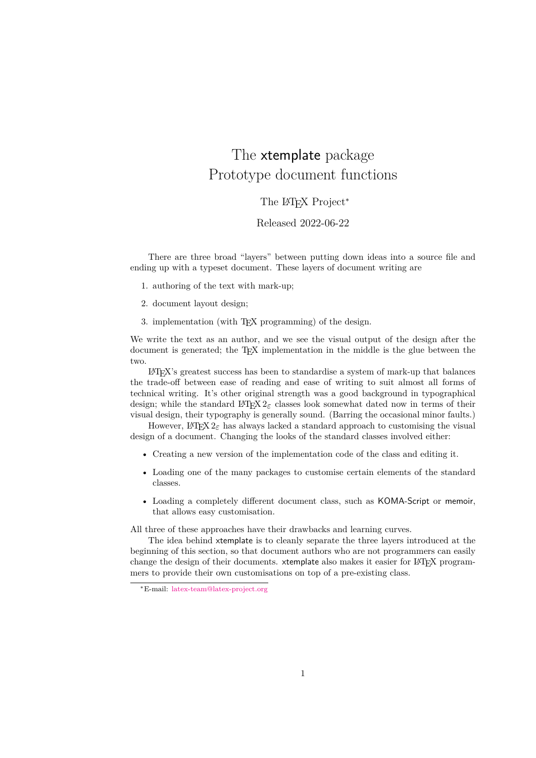# The xtemplate package
# Prototype document functions

The LaTeX Project[*]

Released 2022-06-22

There are three broad "layers" between putting down ideas into a source file and ending up with a typeset document. These layers of document writing are

1. authoring of the text with mark-up;
2. document layout design;
3. implementation (with TeX programming) of the design.

We write the text as an author, and we see the visual output of the design after the document is generated; the TeX implementation in the middle is the glue between the two.

LaTeX's greatest success has been to standardise a system of mark-up that balances the trade-off between ease of reading and ease of writing to suit almost all forms of technical writing. It's other original strength was a good background in typographical design; while the standard LaTeX $2_\varepsilon$ classes look somewhat dated now in terms of their visual design, their typography is generally sound. (Barring the occasional minor faults.)

However, LaTeX $2_\varepsilon$ has always lacked a standard approach to customising the visual design of a document. Changing the looks of the standard classes involved either:

- Creating a new version of the implementation code of the class and editing it.
- Loading one of the many packages to customise certain elements of the standard classes.
- Loading a completely different document class, such as KOMA-Script or memoir, that allows easy customisation.

All three of these approaches have their drawbacks and learning curves.

The idea behind xtemplate is to cleanly separate the three layers introduced at the beginning of this section, so that document authors who are not programmers can easily change the design of their documents. xtemplate also makes it easier for LaTeX programmers to provide their own customisations on top of a pre-existing class.

[*]E-mail: latex-team@latex-project.org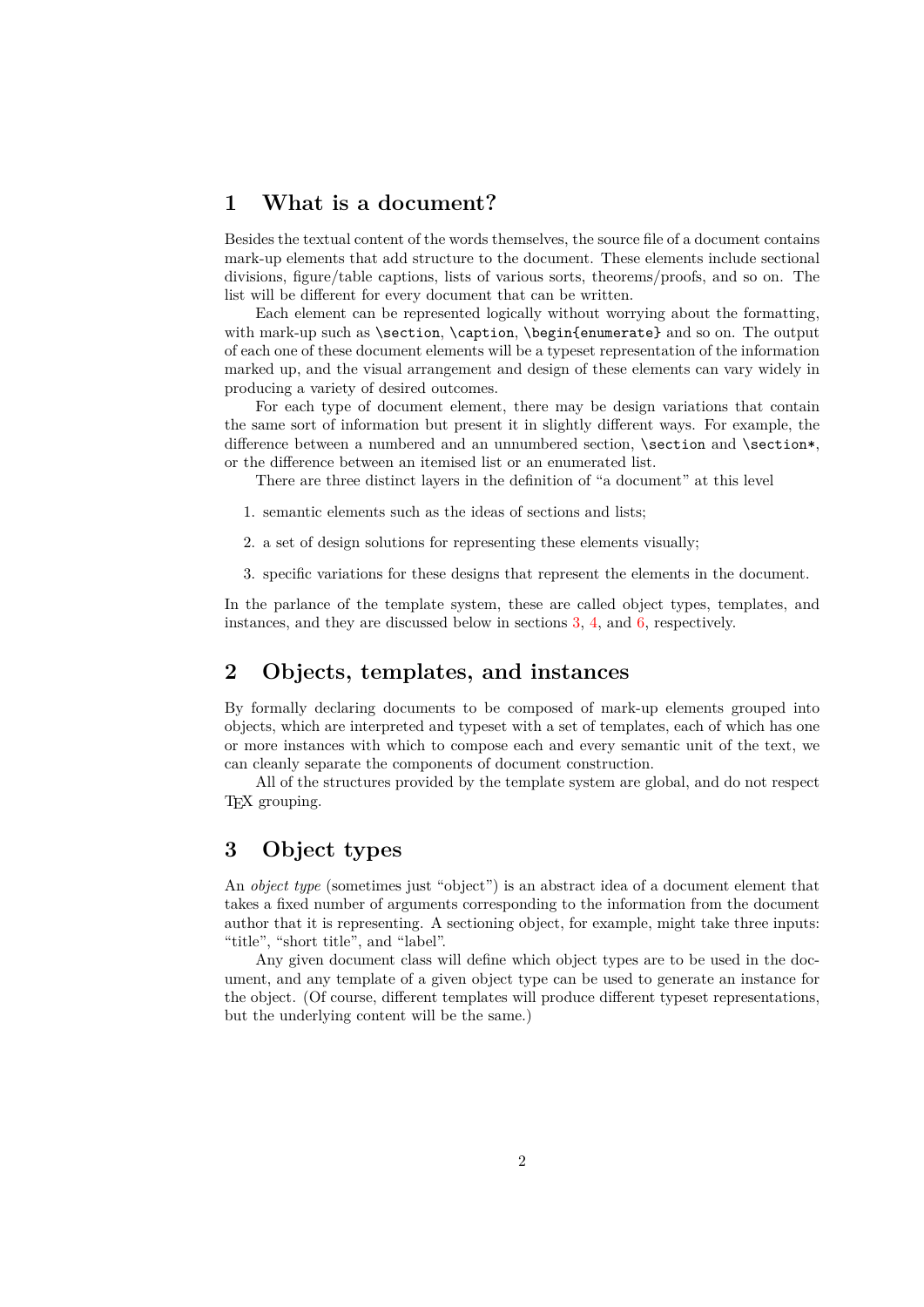# 1 What is a document?

Besides the textual content of the words themselves, the source file of a document contains mark-up elements that add structure to the document. These elements include sectional divisions, figure/table captions, lists of various sorts, theorems/proofs, and so on. The list will be different for every document that can be written.

Each element can be represented logically without worrying about the formatting, with mark-up such as `\section`, `\caption`, `\begin{enumerate}` and so on. The output of each one of these document elements will be a typeset representation of the information marked up, and the visual arrangement and design of these elements can vary widely in producing a variety of desired outcomes.

For each type of document element, there may be design variations that contain the same sort of information but present it in slightly different ways. For example, the difference between a numbered and an unnumbered section, `\section` and `\section*`, or the difference between an itemised list or an enumerated list.

There are three distinct layers in the definition of "a document" at this level

1. semantic elements such as the ideas of sections and lists;
2. a set of design solutions for representing these elements visually;
3. specific variations for these designs that represent the elements in the document.

In the parlance of the template system, these are called object types, templates, and instances, and they are discussed below in sections 3, 4, and 6, respectively.

# 2 Objects, templates, and instances

By formally declaring documents to be composed of mark-up elements grouped into objects, which are interpreted and typeset with a set of templates, each of which has one or more instances with which to compose each and every semantic unit of the text, we can cleanly separate the components of document construction.

All of the structures provided by the template system are global, and do not respect TeX grouping.

# 3 Object types

An *object type* (sometimes just "object") is an abstract idea of a document element that takes a fixed number of arguments corresponding to the information from the document author that it is representing. A sectioning object, for example, might take three inputs: "title", "short title", and "label".

Any given document class will define which object types are to be used in the document, and any template of a given object type can be used to generate an instance for the object. (Of course, different templates will produce different typeset representations, but the underlying content will be the same.)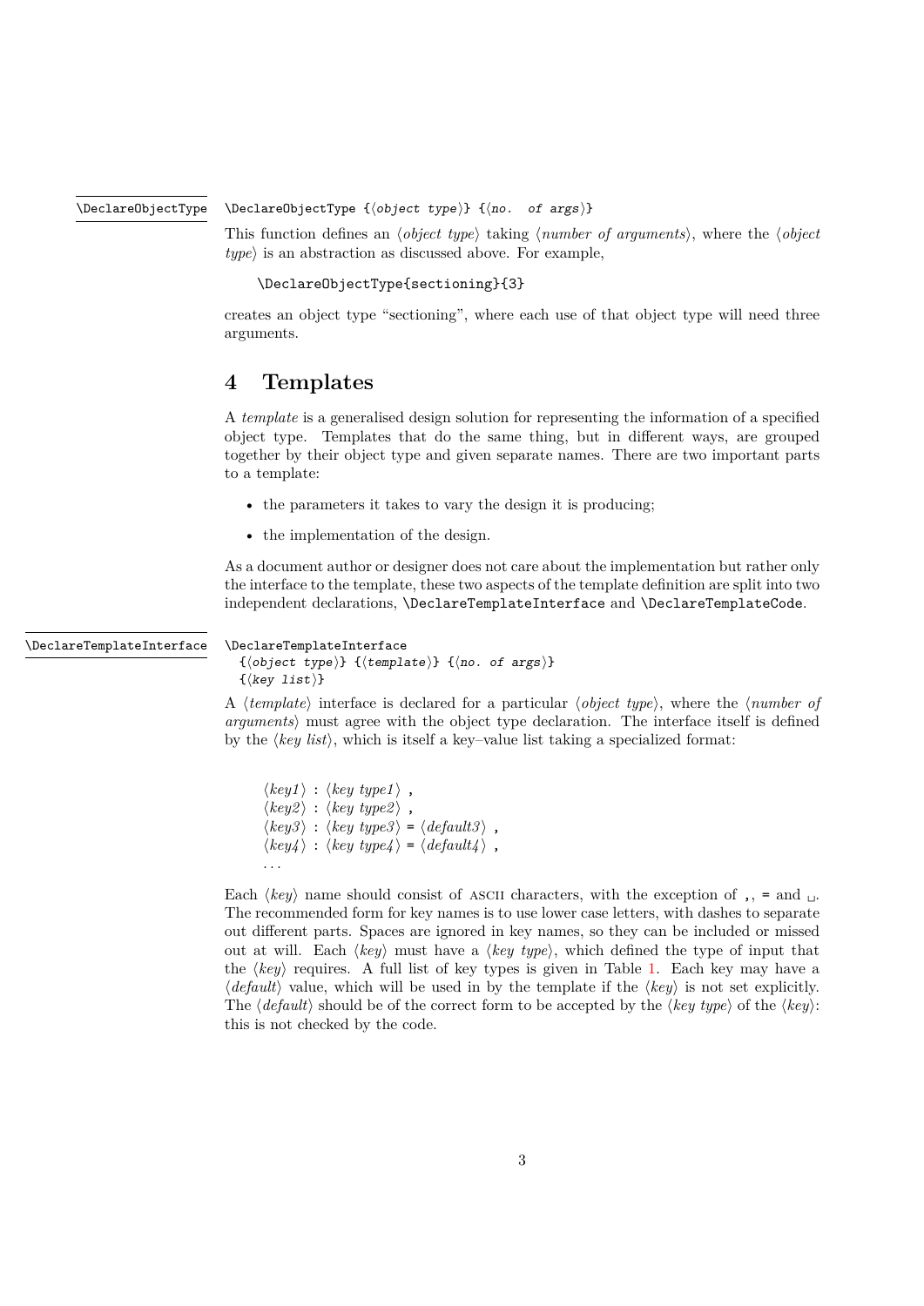`\DeclareObjectType`

```
\DeclareObjectType {⟨object type⟩} {⟨no. of args⟩}
```

This function defines an ⟨*object type*⟩ taking ⟨*number of arguments*⟩, where the ⟨*object type*⟩ is an abstraction as discussed above. For example,

```
\DeclareObjectType{sectioning}{3}
```

creates an object type "sectioning", where each use of that object type will need three arguments.

# 4 Templates

A *template* is a generalised design solution for representing the information of a specified object type. Templates that do the same thing, but in different ways, are grouped together by their object type and given separate names. There are two important parts to a template:

- the parameters it takes to vary the design it is producing;
- the implementation of the design.

As a document author or designer does not care about the implementation but rather only the interface to the template, these two aspects of the template definition are split into two independent declarations, `\DeclareTemplateInterface` and `\DeclareTemplateCode`.

`\DeclareTemplateInterface`

```
\DeclareTemplateInterface
  {⟨object type⟩} {⟨template⟩} {⟨no. of args⟩}
  {⟨key list⟩}
```

A ⟨*template*⟩ interface is declared for a particular ⟨*object type*⟩, where the ⟨*number of arguments*⟩ must agree with the object type declaration. The interface itself is defined by the ⟨*key list*⟩, which is itself a key–value list taking a specialized format:

```
⟨key1⟩ : ⟨key type1⟩ ,
⟨key2⟩ : ⟨key type2⟩ ,
⟨key3⟩ : ⟨key type3⟩ = ⟨default3⟩ ,
⟨key4⟩ : ⟨key type4⟩ = ⟨default4⟩ ,
...
```

Each ⟨*key*⟩ name should consist of ASCII characters, with the exception of `,`, `=` and `␣`. The recommended form for key names is to use lower case letters, with dashes to separate out different parts. Spaces are ignored in key names, so they can be included or missed out at will. Each ⟨*key*⟩ must have a ⟨*key type*⟩, which defined the type of input that the ⟨*key*⟩ requires. A full list of key types is given in Table 1. Each key may have a ⟨*default*⟩ value, which will be used in by the template if the ⟨*key*⟩ is not set explicitly. The ⟨*default*⟩ should be of the correct form to be accepted by the ⟨*key type*⟩ of the ⟨*key*⟩: this is not checked by the code.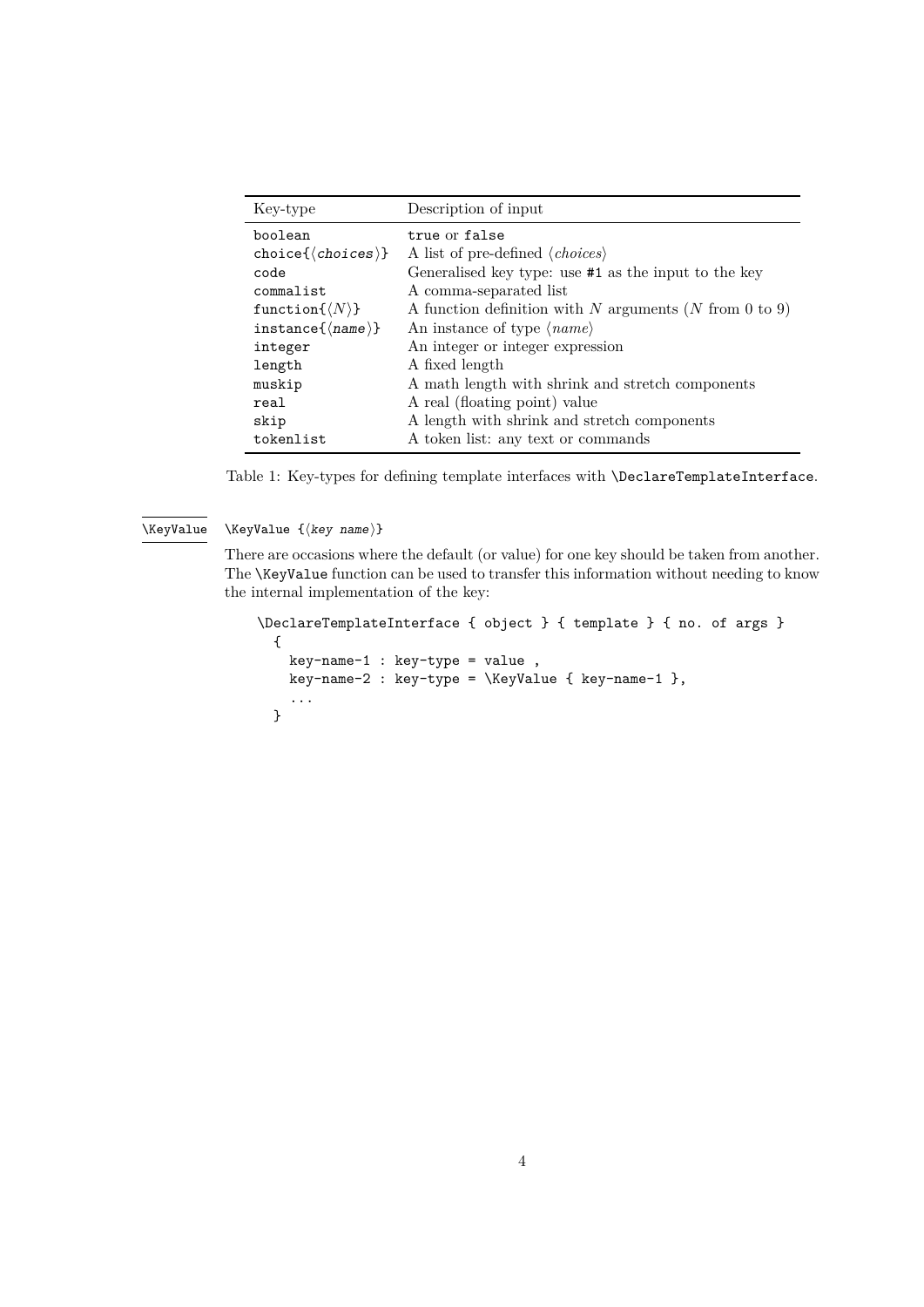| Key-type | Description of input |
|---|---|
| `boolean` | `true` or `false` |
| `choice{⟨choices⟩}` | A list of pre-defined ⟨*choices*⟩ |
| `code` | Generalised key type: use `#1` as the input to the key |
| `commalist` | A comma-separated list |
| `function{⟨N⟩}` | A function definition with $N$ arguments ($N$ from 0 to 9) |
| `instance{⟨name⟩}` | An instance of type ⟨*name*⟩ |
| `integer` | An integer or integer expression |
| `length` | A fixed length |
| `muskip` | A math length with shrink and stretch components |
| `real` | A real (floating point) value |
| `skip` | A length with shrink and stretch components |
| `tokenlist` | A token list: any text or commands |

Table 1: Key-types for defining template interfaces with `\DeclareTemplateInterface`.

`\KeyValue` `\KeyValue {⟨key name⟩}`

There are occasions where the default (or value) for one key should be taken from another. The `\KeyValue` function can be used to transfer this information without needing to know the internal implementation of the key:

```
\DeclareTemplateInterface { object } { template } { no. of args }
  {
    key-name-1 : key-type = value ,
    key-name-2 : key-type = \KeyValue { key-name-1 },
    ...
  }
```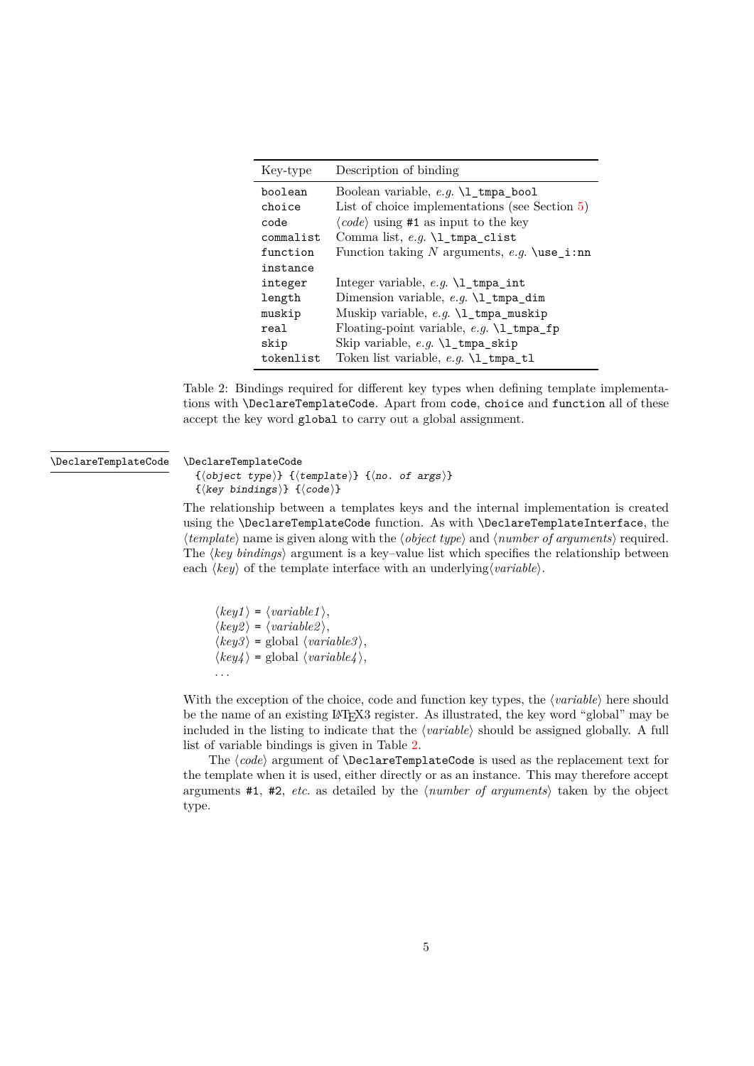| Key-type | Description of binding |
|---|---|
| `boolean` | Boolean variable, *e.g.* `\l_tmpa_bool` |
| `choice` | List of choice implementations (see Section 5) |
| `code` | ⟨*code*⟩ using `#1` as input to the key |
| `commalist` | Comma list, *e.g.* `\l_tmpa_clist` |
| `function` | Function taking $N$ arguments, *e.g.* `\use_i:nn` |
| `instance` | |
| `integer` | Integer variable, *e.g.* `\l_tmpa_int` |
| `length` | Dimension variable, *e.g.* `\l_tmpa_dim` |
| `muskip` | Muskip variable, *e.g.* `\l_tmpa_muskip` |
| `real` | Floating-point variable, *e.g.* `\l_tmpa_fp` |
| `skip` | Skip variable, *e.g.* `\l_tmpa_skip` |
| `tokenlist` | Token list variable, *e.g.* `\l_tmpa_tl` |

Table 2: Bindings required for different key types when defining template implementations with `\DeclareTemplateCode`. Apart from `code`, `choice` and `function` all of these accept the key word `global` to carry out a global assignment.

`\DeclareTemplateCode`

```
\DeclareTemplateCode
  {⟨object type⟩} {⟨template⟩} {⟨no. of args⟩}
  {⟨key bindings⟩} {⟨code⟩}
```

The relationship between a templates keys and the internal implementation is created using the `\DeclareTemplateCode` function. As with `\DeclareTemplateInterface`, the ⟨*template*⟩ name is given along with the ⟨*object type*⟩ and ⟨*number of arguments*⟩ required. The ⟨*key bindings*⟩ argument is a key–value list which specifies the relationship between each ⟨*key*⟩ of the template interface with an underlying⟨*variable*⟩.

```
⟨key1⟩ = ⟨variable1⟩,
⟨key2⟩ = ⟨variable2⟩,
⟨key3⟩ = global ⟨variable3⟩,
⟨key4⟩ = global ⟨variable4⟩,
...
```

With the exception of the choice, code and function key types, the ⟨*variable*⟩ here should be the name of an existing LaTeX3 register. As illustrated, the key word "global" may be included in the listing to indicate that the ⟨*variable*⟩ should be assigned globally. A full list of variable bindings is given in Table 2.

The ⟨*code*⟩ argument of `\DeclareTemplateCode` is used as the replacement text for the template when it is used, either directly or as an instance. This may therefore accept arguments `#1`, `#2`, *etc.* as detailed by the ⟨*number of arguments*⟩ taken by the object type.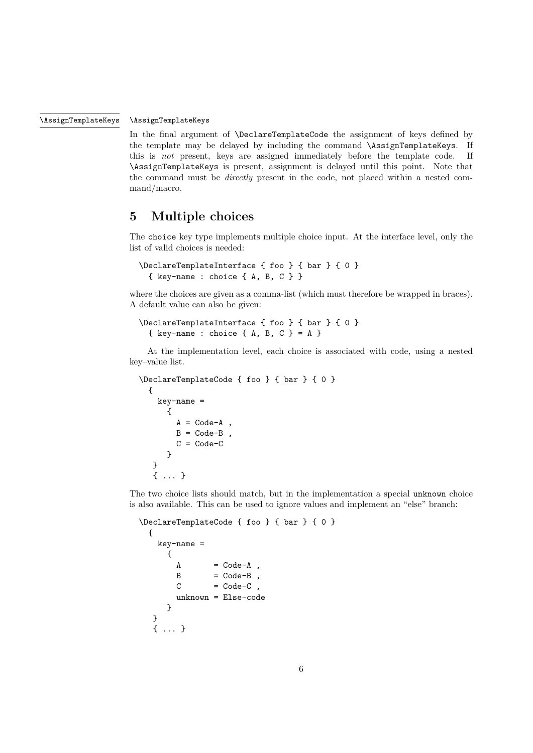\AssignTemplateKeys

`\AssignTemplateKeys`

In the final argument of `\DeclareTemplateCode` the assignment of keys defined by the template may be delayed by including the command `\AssignTemplateKeys`. If this is *not* present, keys are assigned immediately before the template code. If `\AssignTemplateKeys` is present, assignment is delayed until this point. Note that the command must be *directly* present in the code, not placed within a nested command/macro.

## 5 Multiple choices

The `choice` key type implements multiple choice input. At the interface level, only the list of valid choices is needed:

```
\DeclareTemplateInterface { foo } { bar } { 0 }
  { key-name : choice { A, B, C } }
```

where the choices are given as a comma-list (which must therefore be wrapped in braces). A default value can also be given:

```
\DeclareTemplateInterface { foo } { bar } { 0 }
  { key-name : choice { A, B, C } = A }
```

At the implementation level, each choice is associated with code, using a nested key–value list.

```
\DeclareTemplateCode { foo } { bar } { 0 }
  {
    key-name =
      {
        A = Code-A ,
        B = Code-B ,
        C = Code-C
      }
   }
   { ... }
```

The two choice lists should match, but in the implementation a special `unknown` choice is also available. This can be used to ignore values and implement an "else" branch:

```
\DeclareTemplateCode { foo } { bar } { 0 }
  {
    key-name =
      {
        A       = Code-A ,
        B       = Code-B ,
        C       = Code-C ,
        unknown = Else-code
      }
   }
   { ... }
```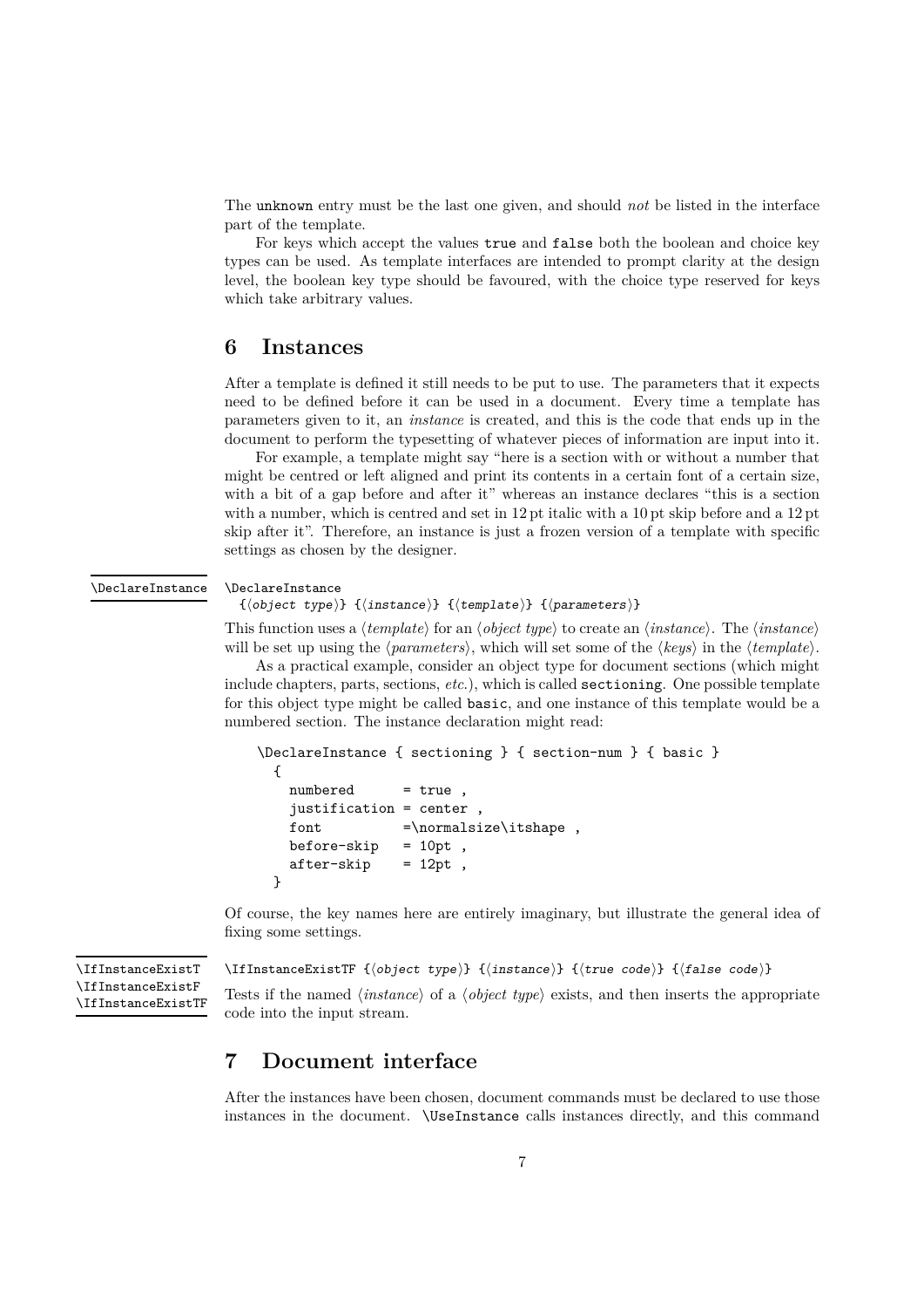The `unknown` entry must be the last one given, and should *not* be listed in the interface part of the template.

For keys which accept the values `true` and `false` both the boolean and choice key types can be used. As template interfaces are intended to prompt clarity at the design level, the boolean key type should be favoured, with the choice type reserved for keys which take arbitrary values.

## 6 Instances

After a template is defined it still needs to be put to use. The parameters that it expects need to be defined before it can be used in a document. Every time a template has parameters given to it, an *instance* is created, and this is the code that ends up in the document to perform the typesetting of whatever pieces of information are input into it.

For example, a template might say "here is a section with or without a number that might be centred or left aligned and print its contents in a certain font of a certain size, with a bit of a gap before and after it" whereas an instance declares "this is a section with a number, which is centred and set in 12 pt italic with a 10 pt skip before and a 12 pt skip after it". Therefore, an instance is just a frozen version of a template with specific settings as chosen by the designer.

`\DeclareInstance`

```
\DeclareInstance
  {⟨object type⟩} {⟨instance⟩} {⟨template⟩} {⟨parameters⟩}
```

This function uses a ⟨*template*⟩ for an ⟨*object type*⟩ to create an ⟨*instance*⟩. The ⟨*instance*⟩ will be set up using the ⟨*parameters*⟩, which will set some of the ⟨*keys*⟩ in the ⟨*template*⟩.

As a practical example, consider an object type for document sections (which might include chapters, parts, sections, *etc.*), which is called `sectioning`. One possible template for this object type might be called `basic`, and one instance of this template would be a numbered section. The instance declaration might read:

```
\DeclareInstance { sectioning } { section-num } { basic }
  {
    numbered      = true ,
    justification = center ,
    font          =\normalsize\itshape ,
    before-skip   = 10pt ,
    after-skip    = 12pt ,
  }
```

Of course, the key names here are entirely imaginary, but illustrate the general idea of fixing some settings.

`\IfInstanceExistT`
`\IfInstanceExistF`
`\IfInstanceExistTF`

```
\IfInstanceExistTF {⟨object type⟩} {⟨instance⟩} {⟨true code⟩} {⟨false code⟩}
```

Tests if the named ⟨*instance*⟩ of a ⟨*object type*⟩ exists, and then inserts the appropriate code into the input stream.

## 7 Document interface

After the instances have been chosen, document commands must be declared to use those instances in the document. `\UseInstance` calls instances directly, and this command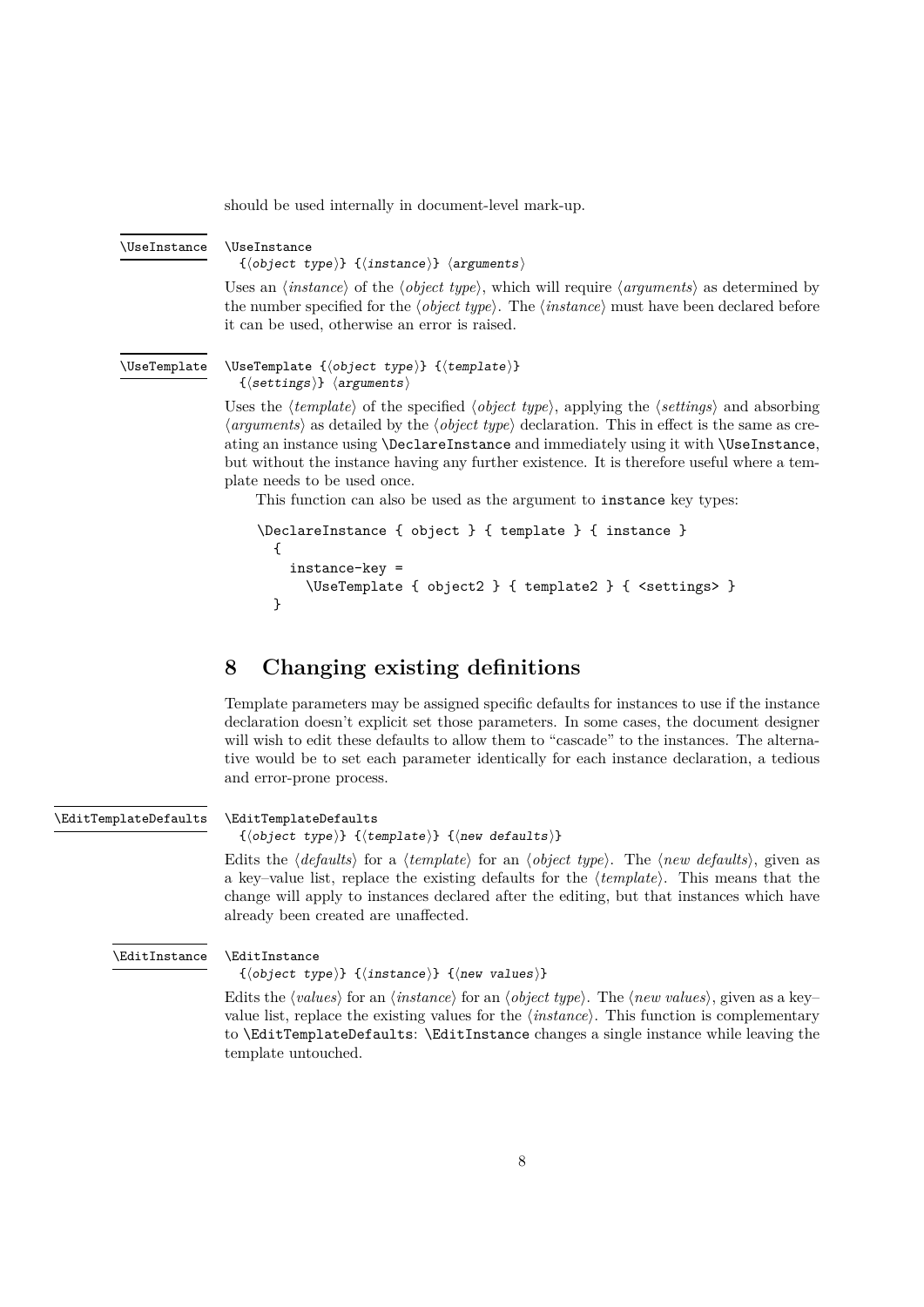should be used internally in document-level mark-up.

`\UseInstance`

```
\UseInstance
  {⟨object type⟩} {⟨instance⟩} ⟨arguments⟩
```

Uses an ⟨*instance*⟩ of the ⟨*object type*⟩, which will require ⟨*arguments*⟩ as determined by the number specified for the ⟨*object type*⟩. The ⟨*instance*⟩ must have been declared before it can be used, otherwise an error is raised.

`\UseTemplate`

```
\UseTemplate {⟨object type⟩} {⟨template⟩}
  {⟨settings⟩} ⟨arguments⟩
```

Uses the ⟨*template*⟩ of the specified ⟨*object type*⟩, applying the ⟨*settings*⟩ and absorbing ⟨*arguments*⟩ as detailed by the ⟨*object type*⟩ declaration. This in effect is the same as creating an instance using `\DeclareInstance` and immediately using it with `\UseInstance`, but without the instance having any further existence. It is therefore useful where a template needs to be used once.

This function can also be used as the argument to `instance` key types:

```
\DeclareInstance { object } { template } { instance }
  {
    instance-key =
      \UseTemplate { object2 } { template2 } { <settings> }
  }
```

# 8 Changing existing definitions

Template parameters may be assigned specific defaults for instances to use if the instance declaration doesn't explicit set those parameters. In some cases, the document designer will wish to edit these defaults to allow them to "cascade" to the instances. The alternative would be to set each parameter identically for each instance declaration, a tedious and error-prone process.

`\EditTemplateDefaults`

```
\EditTemplateDefaults
  {⟨object type⟩} {⟨template⟩} {⟨new defaults⟩}
```

Edits the ⟨*defaults*⟩ for a ⟨*template*⟩ for an ⟨*object type*⟩. The ⟨*new defaults*⟩, given as a key–value list, replace the existing defaults for the ⟨*template*⟩. This means that the change will apply to instances declared after the editing, but that instances which have already been created are unaffected.

`\EditInstance`

```
\EditInstance
  {⟨object type⟩} {⟨instance⟩} {⟨new values⟩}
```

Edits the ⟨*values*⟩ for an ⟨*instance*⟩ for an ⟨*object type*⟩. The ⟨*new values*⟩, given as a key–value list, replace the existing values for the ⟨*instance*⟩. This function is complementary to `\EditTemplateDefaults`: `\EditInstance` changes a single instance while leaving the template untouched.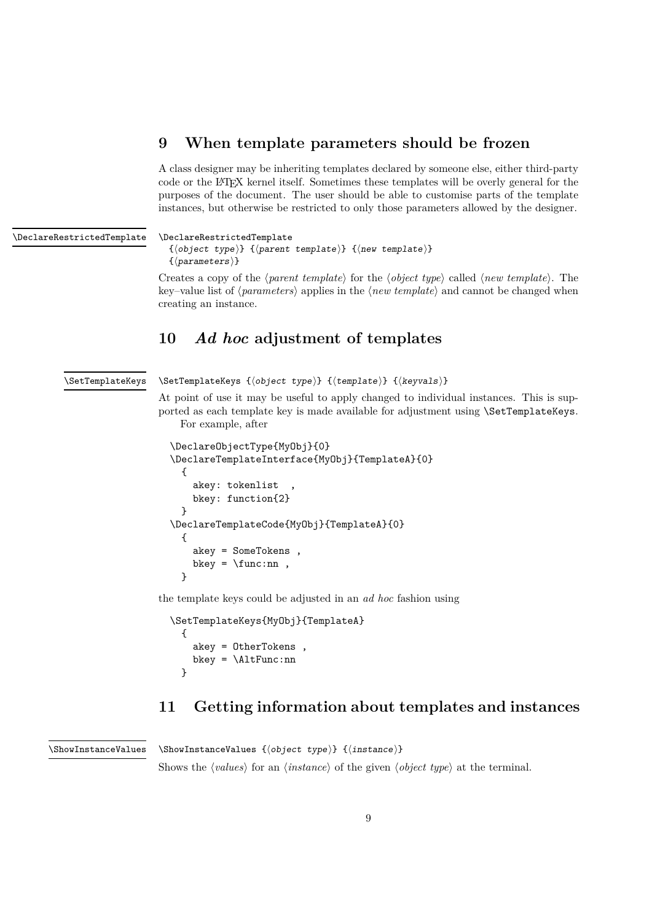## 9 When template parameters should be frozen

A class designer may be inheriting templates declared by someone else, either third-party code or the LaTeX kernel itself. Sometimes these templates will be overly general for the purposes of the document. The user should be able to customise parts of the template instances, but otherwise be restricted to only those parameters allowed by the designer.

`\DeclareRestrictedTemplate`

```
\DeclareRestrictedTemplate
  {⟨object type⟩} {⟨parent template⟩} {⟨new template⟩}
  {⟨parameters⟩}
```

Creates a copy of the ⟨*parent template*⟩ for the ⟨*object type*⟩ called ⟨*new template*⟩. The key–value list of ⟨*parameters*⟩ applies in the ⟨*new template*⟩ and cannot be changed when creating an instance.

## 10 *Ad hoc* adjustment of templates

`\SetTemplateKeys`

```
\SetTemplateKeys {⟨object type⟩} {⟨template⟩} {⟨keyvals⟩}
```

At point of use it may be useful to apply changed to individual instances. This is supported as each template key is made available for adjustment using `\SetTemplateKeys`.

For example, after

```
\DeclareObjectType{MyObj}{0}
\DeclareTemplateInterface{MyObj}{TemplateA}{0}
  {
    akey: tokenlist  ,
    bkey: function{2}
  }
\DeclareTemplateCode{MyObj}{TemplateA}{0}
  {
    akey = SomeTokens ,
    bkey = \func:nn ,
  }
```

the template keys could be adjusted in an *ad hoc* fashion using

```
\SetTemplateKeys{MyObj}{TemplateA}
  {
    akey = OtherTokens ,
    bkey = \AltFunc:nn
  }
```

## 11 Getting information about templates and instances

`\ShowInstanceValues`

```
\ShowInstanceValues {⟨object type⟩} {⟨instance⟩}
```

Shows the ⟨*values*⟩ for an ⟨*instance*⟩ of the given ⟨*object type*⟩ at the terminal.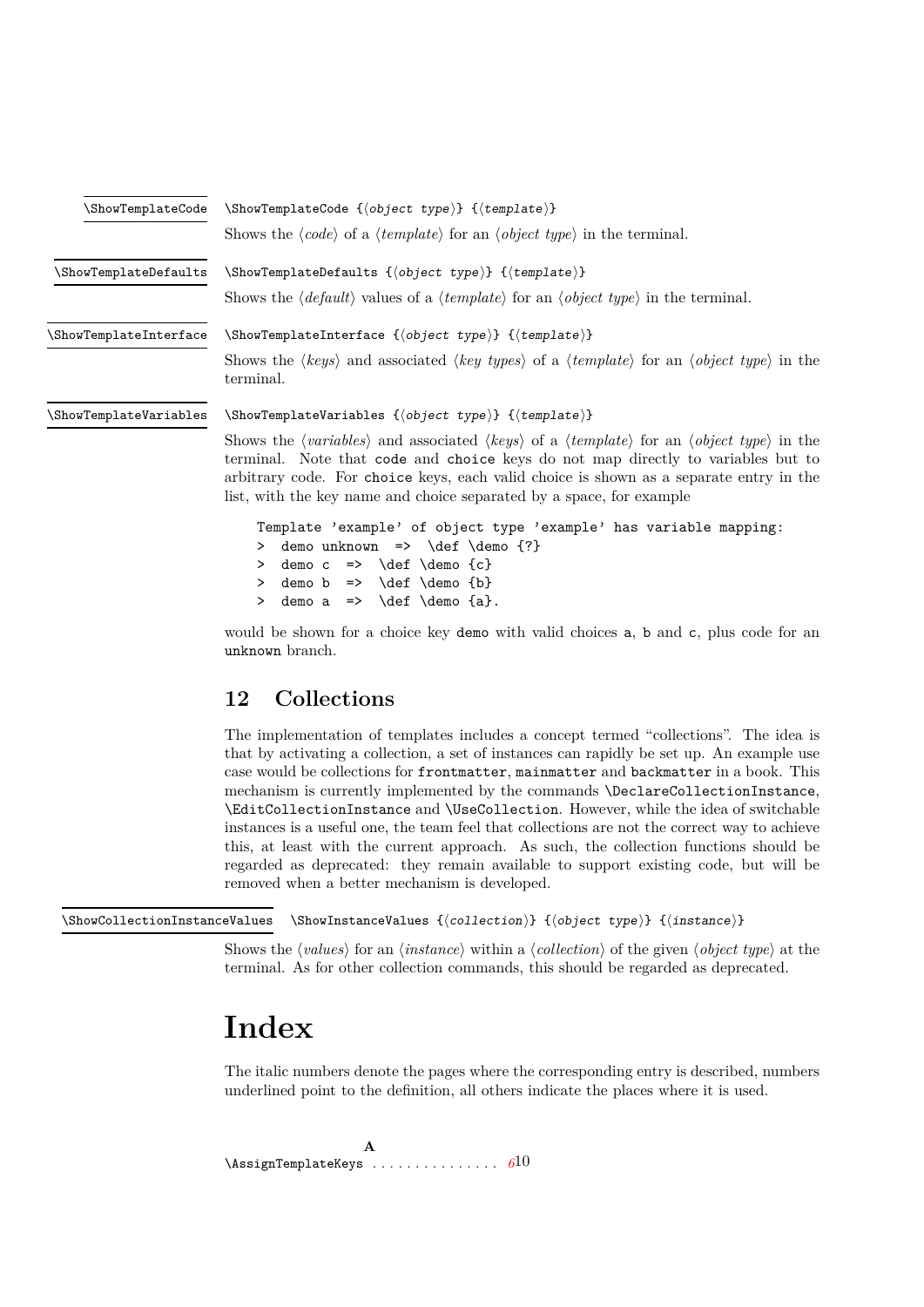`\ShowTemplateCode`

`\ShowTemplateCode {⟨object type⟩} {⟨template⟩}`

Shows the ⟨*code*⟩ of a ⟨*template*⟩ for an ⟨*object type*⟩ in the terminal.

`\ShowTemplateDefaults`

`\ShowTemplateDefaults {⟨object type⟩} {⟨template⟩}`

Shows the ⟨*default*⟩ values of a ⟨*template*⟩ for an ⟨*object type*⟩ in the terminal.

`\ShowTemplateInterface`

`\ShowTemplateInterface {⟨object type⟩} {⟨template⟩}`

Shows the ⟨*keys*⟩ and associated ⟨*key types*⟩ of a ⟨*template*⟩ for an ⟨*object type*⟩ in the terminal.

`\ShowTemplateVariables`

`\ShowTemplateVariables {⟨object type⟩} {⟨template⟩}`

Shows the ⟨*variables*⟩ and associated ⟨*keys*⟩ of a ⟨*template*⟩ for an ⟨*object type*⟩ in the terminal. Note that `code` and `choice` keys do not map directly to variables but to arbitrary code. For `choice` keys, each valid choice is shown as a separate entry in the list, with the key name and choice separated by a space, for example

```
Template 'example' of object type 'example' has variable mapping:
>  demo unknown  =>  \def \demo {?}
>  demo c  =>  \def \demo {c}
>  demo b  =>  \def \demo {b}
>  demo a  =>  \def \demo {a}.
```

would be shown for a choice key `demo` with valid choices `a`, `b` and `c`, plus code for an `unknown` branch.

## 12 Collections

The implementation of templates includes a concept termed "collections". The idea is that by activating a collection, a set of instances can rapidly be set up. An example use case would be collections for `frontmatter`, `mainmatter` and `backmatter` in a book. This mechanism is currently implemented by the commands `\DeclareCollectionInstance`, `\EditCollectionInstance` and `\UseCollection`. However, while the idea of switchable instances is a useful one, the team feel that collections are not the correct way to achieve this, at least with the current approach. As such, the collection functions should be regarded as deprecated: they remain available to support existing code, but will be removed when a better mechanism is developed.

`\ShowCollectionInstanceValues`

`\ShowInstanceValues {⟨collection⟩} {⟨object type⟩} {⟨instance⟩}`

Shows the ⟨*values*⟩ for an ⟨*instance*⟩ within a ⟨*collection*⟩ of the given ⟨*object type*⟩ at the terminal. As for other collection commands, this should be regarded as deprecated.

# Index

The italic numbers denote the pages where the corresponding entry is described, numbers underlined point to the definition, all others indicate the places where it is used.

**A**

`\AssignTemplateKeys` . . . . . . . . . . . . . . . *6*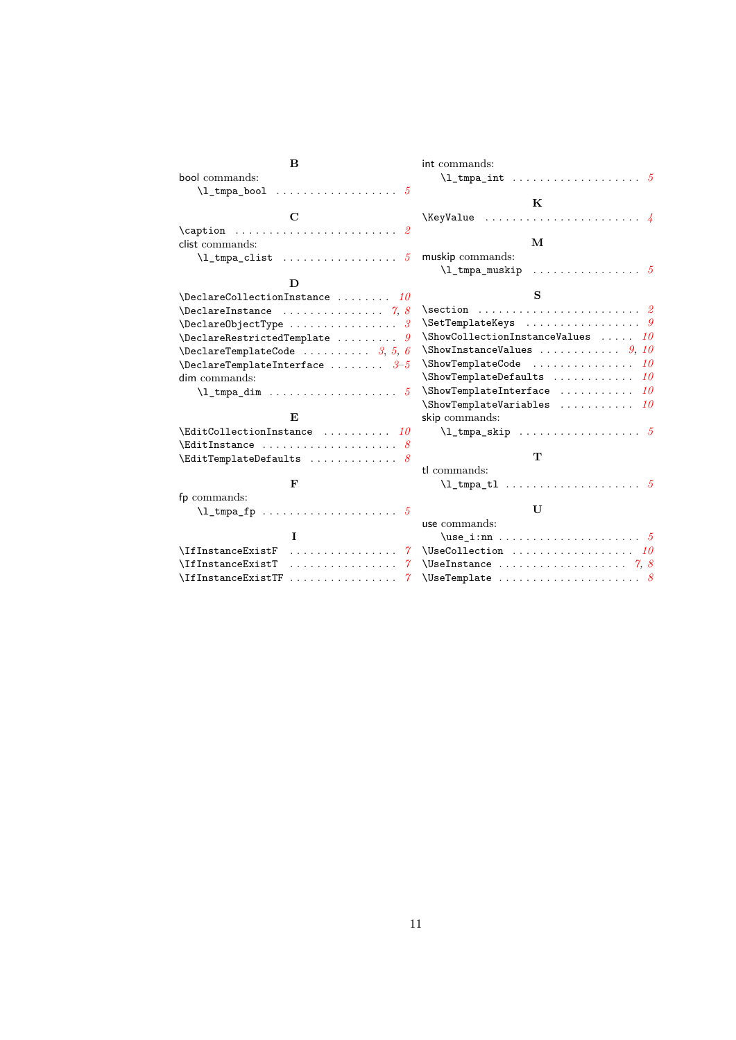**B**

bool commands:
  \l_tmpa_bool . . . . . . . . . . . . . . . . . . *5*

**C**

\caption . . . . . . . . . . . . . . . . . . . . . . . . *2*
clist commands:
  \l_tmpa_clist . . . . . . . . . . . . . . . . . . *5*

**D**

\DeclareCollectionInstance . . . . . . . . *10*
\DeclareInstance . . . . . . . . . . . . . . . *7*, *8*
\DeclareObjectType . . . . . . . . . . . . . . . . *3*
\DeclareRestrictedTemplate . . . . . . . . . *9*
\DeclareTemplateCode . . . . . . . . . . *3*, *5*, *6*
\DeclareTemplateInterface . . . . . . . . *3–5*
dim commands:
  \l_tmpa_dim . . . . . . . . . . . . . . . . . . . *5*

**E**

\EditCollectionInstance . . . . . . . . . . *10*
\EditInstance . . . . . . . . . . . . . . . . . . . . *8*
\EditTemplateDefaults . . . . . . . . . . . . . *8*

**F**

fp commands:
  \l_tmpa_fp . . . . . . . . . . . . . . . . . . . . *5*

**I**

\IfInstanceExistF . . . . . . . . . . . . . . . . *7*
\IfInstanceExistT . . . . . . . . . . . . . . . . *7*
\IfInstanceExistTF . . . . . . . . . . . . . . . . *7*

int commands:
  \l_tmpa_int . . . . . . . . . . . . . . . . . . . *5*

**K**

\KeyValue . . . . . . . . . . . . . . . . . . . . . . . *4*

**M**

muskip commands:
  \l_tmpa_muskip . . . . . . . . . . . . . . . . *5*

**S**

\section . . . . . . . . . . . . . . . . . . . . . . . . *2*
\SetTemplateKeys . . . . . . . . . . . . . . . . . *9*
\ShowCollectionInstanceValues . . . . . *10*
\ShowInstanceValues . . . . . . . . . . . . *9*, *10*
\ShowTemplateCode . . . . . . . . . . . . . . . *10*
\ShowTemplateDefaults . . . . . . . . . . . . *10*
\ShowTemplateInterface . . . . . . . . . . . *10*
\ShowTemplateVariables . . . . . . . . . . . *10*
skip commands:
  \l_tmpa_skip . . . . . . . . . . . . . . . . . . *5*

**T**

tl commands:
  \l_tmpa_tl . . . . . . . . . . . . . . . . . . . . *5*

**U**

use commands:
  \use_i:nn . . . . . . . . . . . . . . . . . . . . . *5*
\UseCollection . . . . . . . . . . . . . . . . . . *10*
\UseInstance . . . . . . . . . . . . . . . . . . . *7*, *8*
\UseTemplate . . . . . . . . . . . . . . . . . . . . . *8*